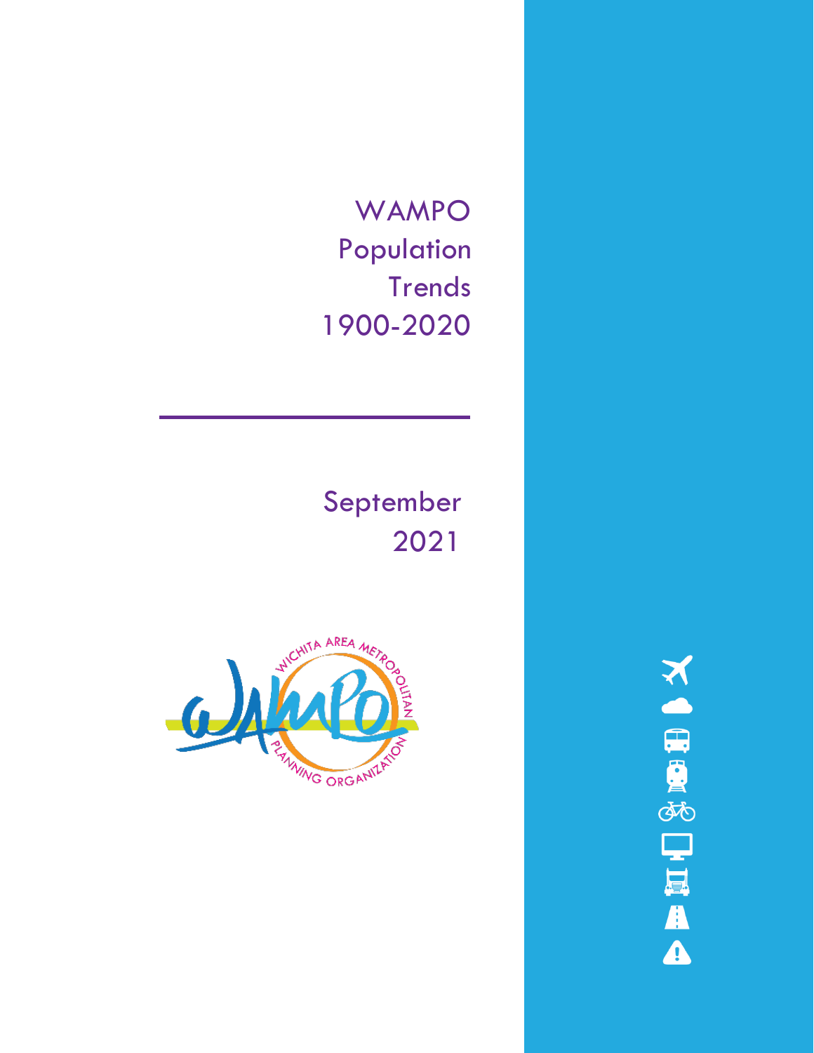# WAMPO Population Trends 1900-2020

September 2021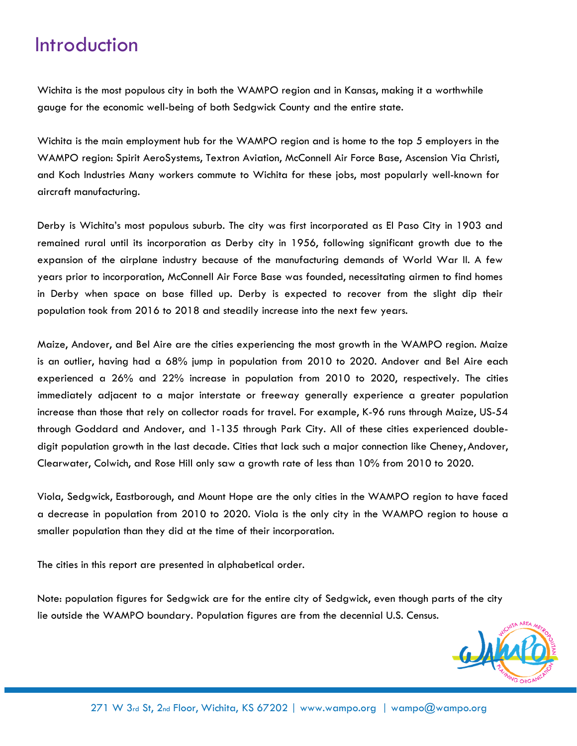# Introduction

Wichita is the most populous city in both the WAMPO region and in Kansas, making it a worthwhile gauge for the economic well-being of both Sedgwick County and the entire state.

Wichita is the main employment hub for the WAMPO region and is home to the top 5 employers in the WAMPO region: Spirit AeroSystems, Textron Aviation, McConnell Air Force Base, Ascension Via Christi, and Koch Industries Many workers commute to Wichita for these jobs, most popularly well-known for aircraft manufacturing.

Derby is Wichita's most populous suburb. The city was first incorporated as El Paso City in 1903 and remained rural until its incorporation as Derby city in 1956, following significant growth due to the expansion of the airplane industry because of the manufacturing demands of World War II. A few years prior to incorporation, McConnell Air Force Base was founded, necessitating airmen to find homes in Derby when space on base filled up. Derby is expected to recover from the slight dip their population took from 2016 to 2018 and steadily increase into the next few years.

Maize, Andover, and Bel Aire are the cities experiencing the most growth in the WAMPO region. Maize is an outlier, having had a 68% jump in population from 2010 to 2020. Andover and Bel Aire each experienced a 26% and 22% increase in population from 2010 to 2020, respectively. The cities immediately adjacent to a major interstate or freeway generally experience a greater population increase than those that rely on collector roads for travel. For example, K-96 runs through Maize, US-54 through Goddard and Andover, and 1-135 through Park City. All of these cities experienced double-digit population growth in the last decade. Cities that lack such a major connection like Cheney, Andover, Clearwater, Colwich, and Rose Hill only saw a growth rate of less than 10% from 2010 to 2020.

Viola, Sedgwick, Eastborough, and Mount Hope are the only cities in the WAMPO region to have faced a decrease in population from 2010 to 2020. Viola is the only city in the WAMPO region to house a smaller population than they did at the time of their incorporation.

The cities in this report are presented in alphabetical order.

Note: population figures for Sedgwick are for the entire city of Sedgwick, even though parts of the city lie outside the WAMPO boundary. Population figures are from the decennial U.S. Census.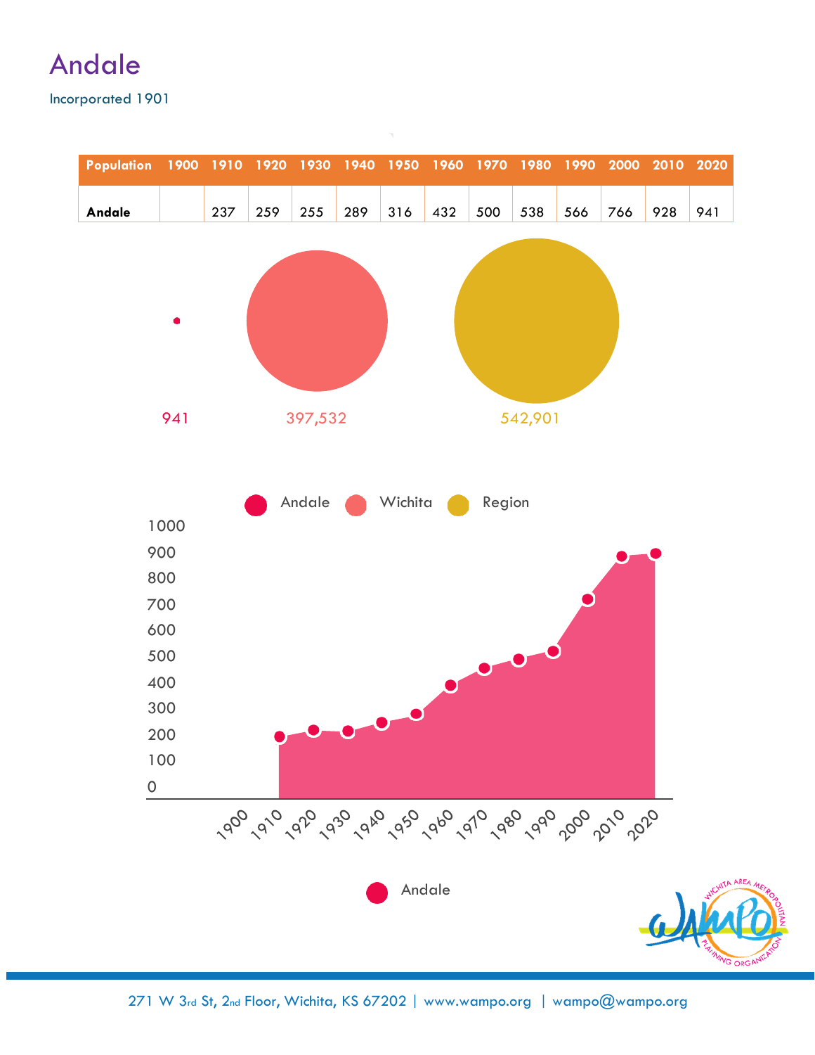# Andale

Incorporated 1901

| Population | 1900 | 1910 | 1920 | 1930 | 1940 | 1950 | 1960 | 1970 | 1980 | 1990 | 2000 | 2010 | 2020 |
|---|---|---|---|---|---|---|---|---|---|---|---|---|---|
| **Andale** | | 237 | 259 | 255 | 289 | 316 | 432 | 500 | 538 | 566 | 766 | 928 | 941 |

941

397,532

542,901

Andale Wichita Region

1000
900
800
700
600
500
400
300
200
100
0

1900 1910 1920 1930 1940 1950 1960 1970 1980 1990 2000 2010 2020

Andale

271 W 3rd St, 2nd Floor, Wichita, KS 67202 | www.wampo.org | wampo@wampo.org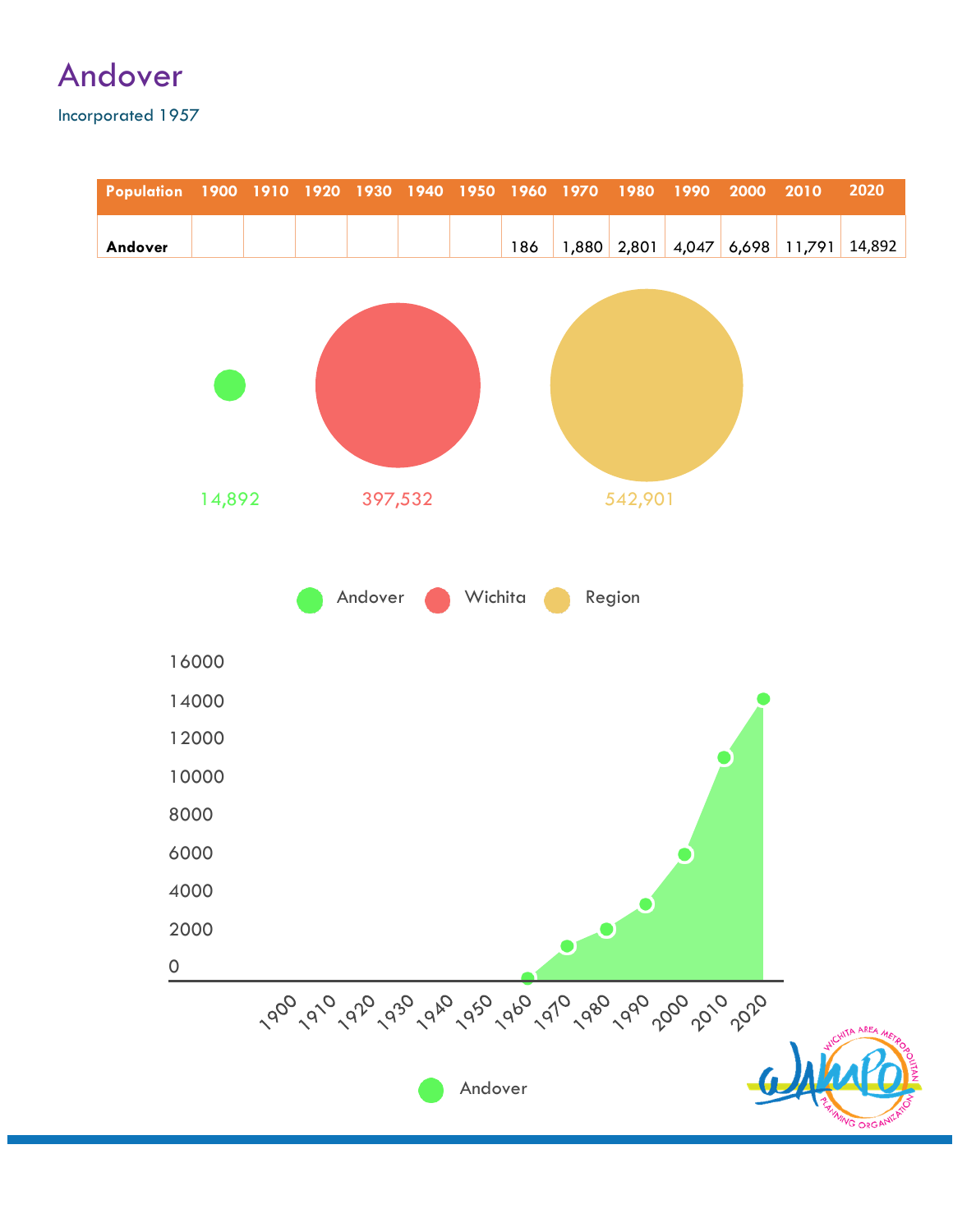# Andover

Incorporated 1957

| Population | 1900 | 1910 | 1920 | 1930 | 1940 | 1950 | 1960 | 1970 | 1980 | 1990 | 2000 | 2010 | 2020 |
|---|---|---|---|---|---|---|---|---|---|---|---|---|---|
| **Andover** | | | | | | | 186 | 1,880 | 2,801 | 4,047 | 6,698 | 11,791 | 14,892 |

14,892

397,532

542,901

Andover

Wichita

Region

16000

14000

12000

10000

8000

6000

4000

2000

0

1900 1910 1920 1930 1940 1950 1960 1970 1980 1990 2000 2010 2020

Andover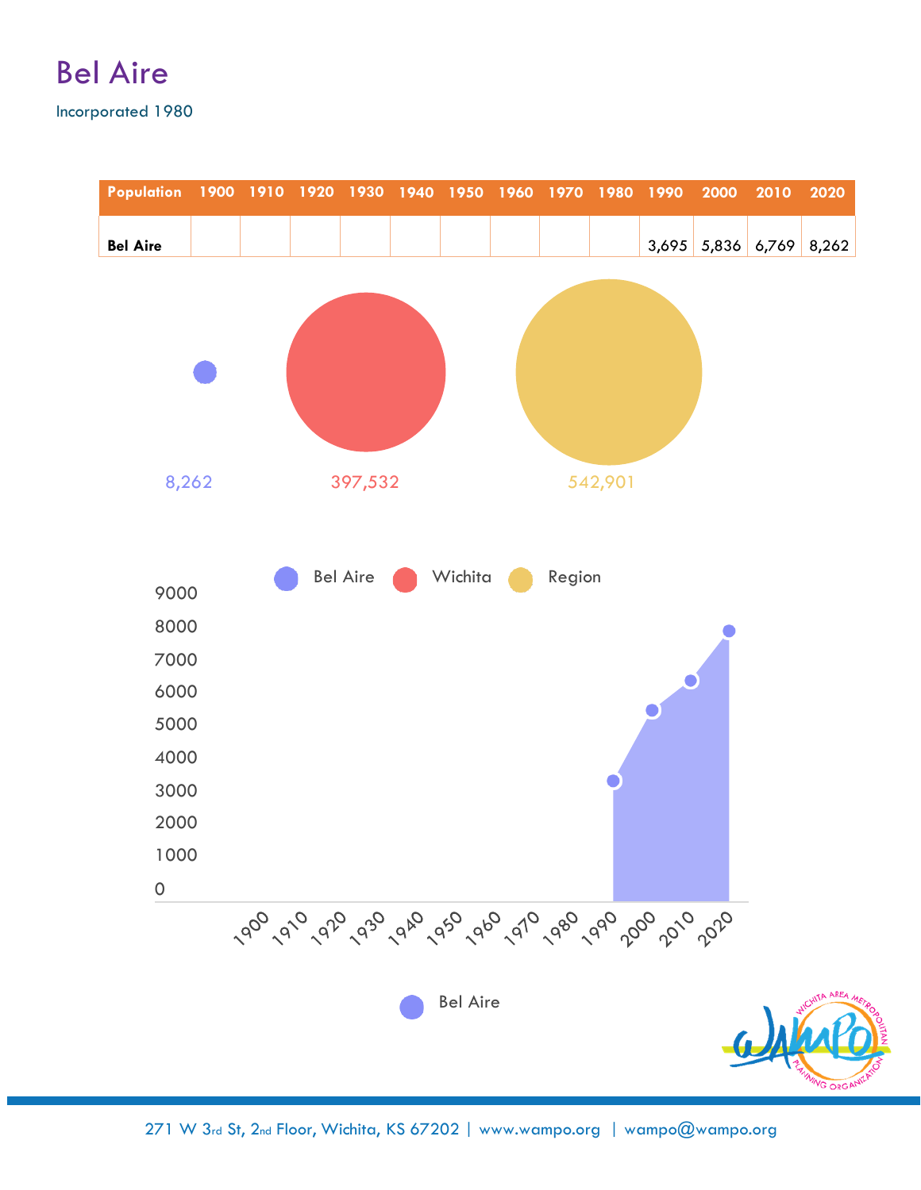# Bel Aire

Incorporated 1980

| Population | 1900 | 1910 | 1920 | 1930 | 1940 | 1950 | 1960 | 1970 | 1980 | 1990 | 2000 | 2010 | 2020 |
|---|---|---|---|---|---|---|---|---|---|---|---|---|---|
| **Bel Aire** | | | | | | | | | | 3,695 | 5,836 | 6,769 | 8,262 |

8,262

397,532

542,901

Bel Aire Wichita Region

9000
8000
7000
6000
5000
4000
3000
2000
1000
0

1900 1910 1920 1930 1940 1950 1960 1970 1980 1990 2000 2010 2020

Bel Aire

271 W 3rd St, 2nd Floor, Wichita, KS 67202 | www.wampo.org | wampo@wampo.org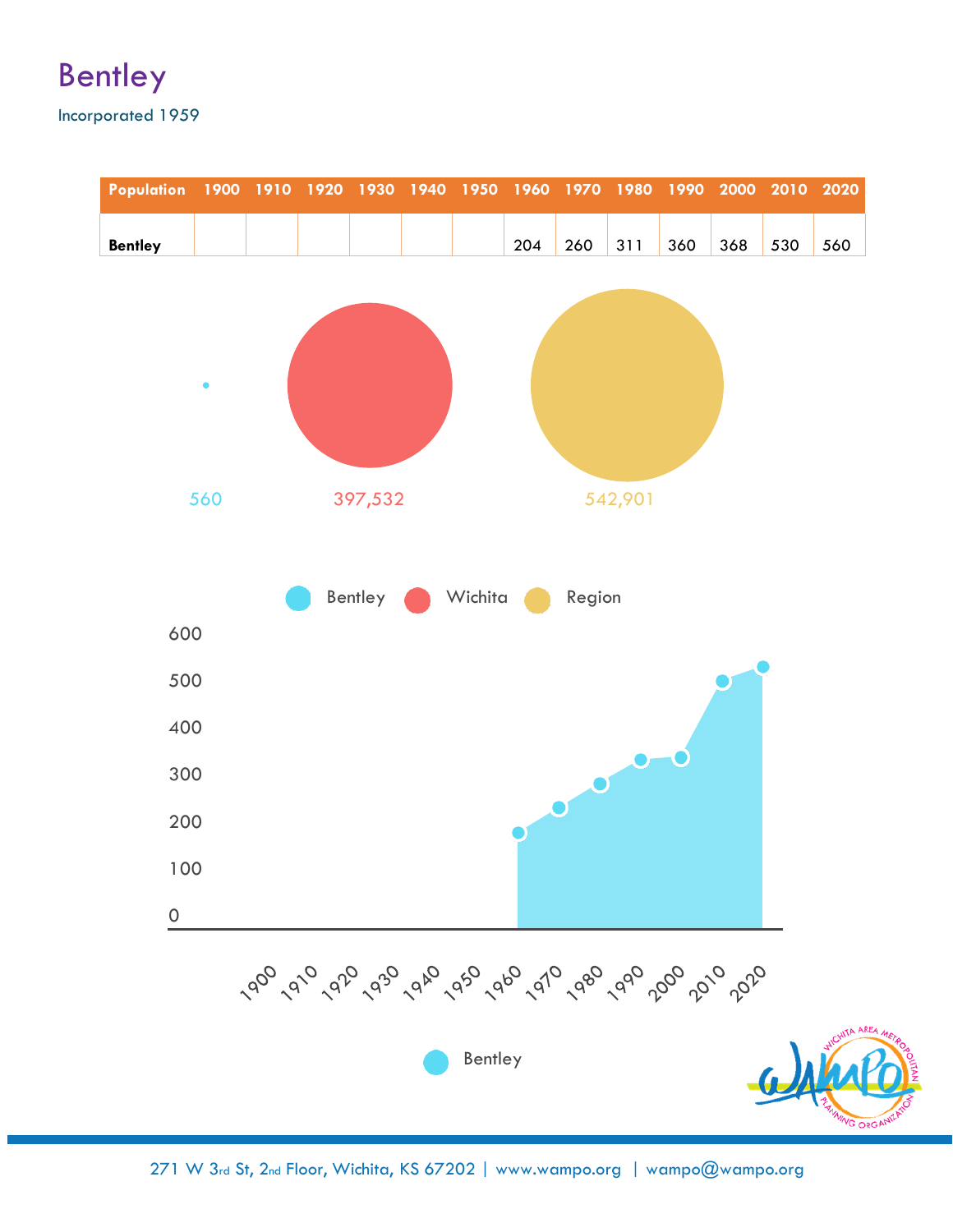# Bentley

Incorporated 1959

| Population | 1900 | 1910 | 1920 | 1930 | 1940 | 1950 | 1960 | 1970 | 1980 | 1990 | 2000 | 2010 | 2020 |
|---|---|---|---|---|---|---|---|---|---|---|---|---|---|
| **Bentley** | | | | | | | 204 | 260 | 311 | 360 | 368 | 530 | 560 |

560

397,532

542,901

Bentley Wichita Region

600
500
400
300
200
100
0

1900 1910 1920 1930 1940 1950 1960 1970 1980 1990 2000 2010 2020

Bentley

271 W 3rd St, 2nd Floor, Wichita, KS 67202 | www.wampo.org | wampo@wampo.org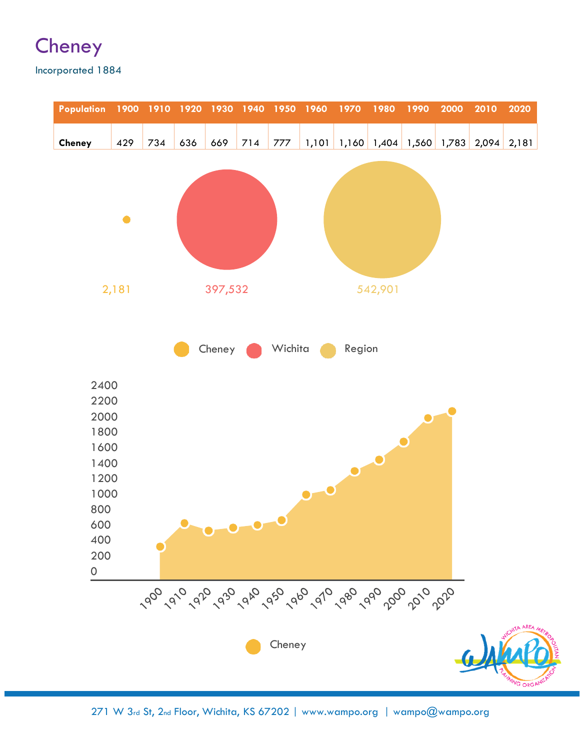# Cheney

Incorporated 1884

| Population | 1900 | 1910 | 1920 | 1930 | 1940 | 1950 | 1960 | 1970 | 1980 | 1990 | 2000 | 2010 | 2020 |
|---|---|---|---|---|---|---|---|---|---|---|---|---|---|
| **Cheney** | 429 | 734 | 636 | 669 | 714 | 777 | 1,101 | 1,160 | 1,404 | 1,560 | 1,783 | 2,094 | 2,181 |

2,181
397,532
542,901

Cheney
Wichita
Region

2400
2200
2000
1800
1600
1400
1200
1000
800
600
400
200
0

1900
1910
1920
1930
1940
1950
1960
1970
1980
1990
2000
2010
2020

Cheney

271 W 3rd St, 2nd Floor, Wichita, KS 67202 | www.wampo.org | wampo@wampo.org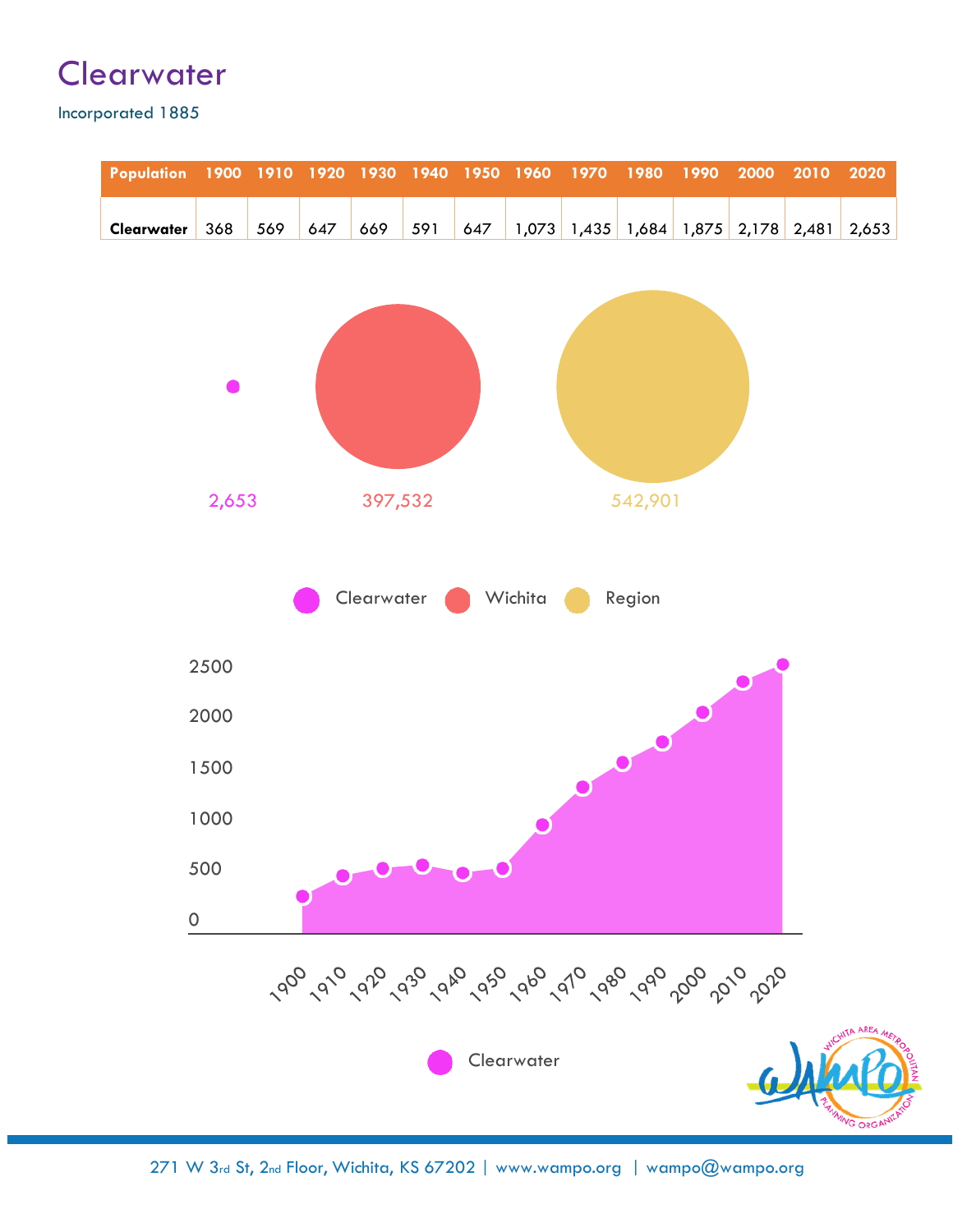# Clearwater

Incorporated 1885

| Population | 1900 | 1910 | 1920 | 1930 | 1940 | 1950 | 1960 | 1970 | 1980 | 1990 | 2000 | 2010 | 2020 |
|---|---|---|---|---|---|---|---|---|---|---|---|---|---|
| **Clearwater** | 368 | 569 | 647 | 669 | 591 | 647 | 1,073 | 1,435 | 1,684 | 1,875 | 2,178 | 2,481 | 2,653 |

2,653

397,532

542,901

Clearwater Wichita Region

2500
2000
1500
1000
500
0

1900 1910 1920 1930 1940 1950 1960 1970 1980 1990 2000 2010 2020

Clearwater

271 W 3rd St, 2nd Floor, Wichita, KS 67202 | www.wampo.org | wampo@wampo.org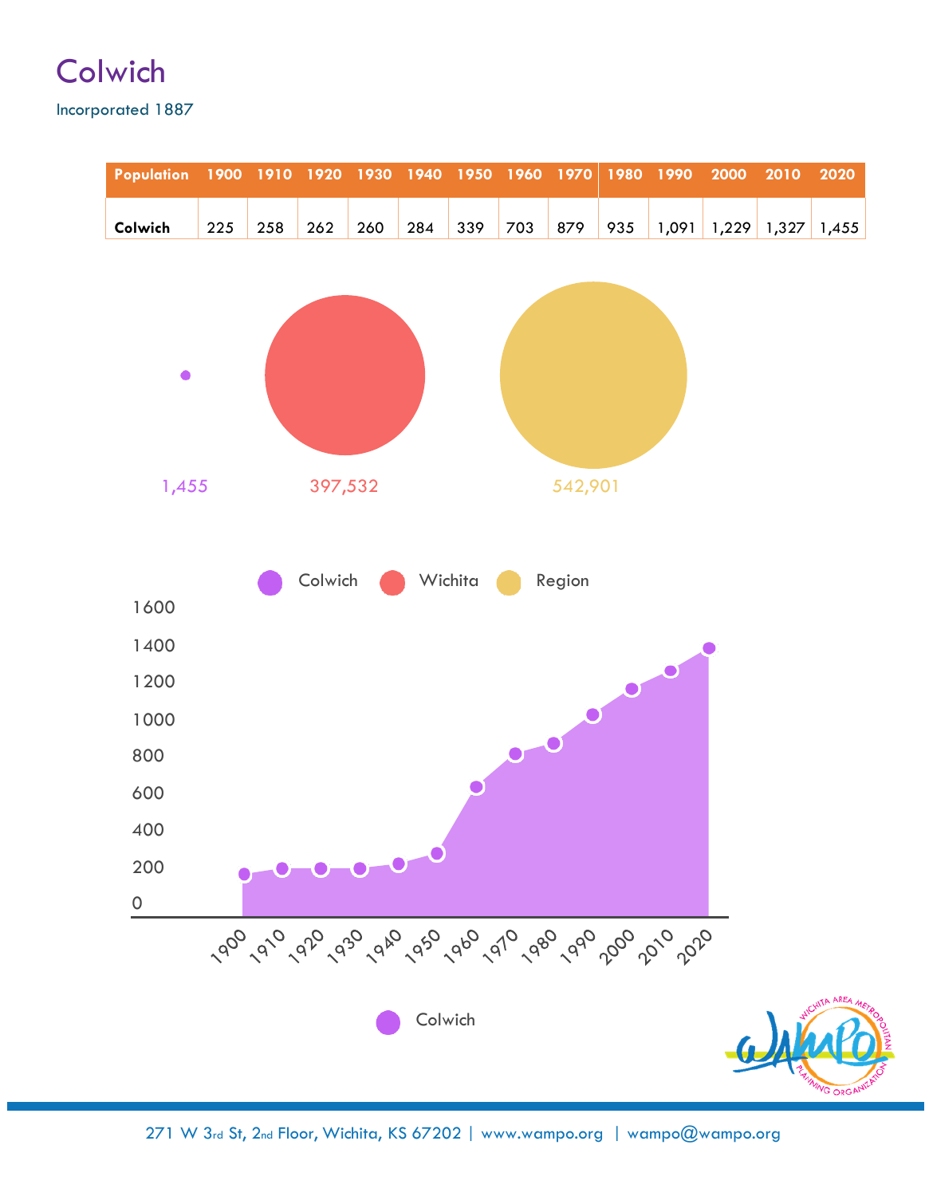# Colwich

Incorporated 1887

| Population | 1900 | 1910 | 1920 | 1930 | 1940 | 1950 | 1960 | 1970 | 1980 | 1990 | 2000 | 2010 | 2020 |
|---|---|---|---|---|---|---|---|---|---|---|---|---|---|
| **Colwich** | 225 | 258 | 262 | 260 | 284 | 339 | 703 | 879 | 935 | 1,091 | 1,229 | 1,327 | 1,455 |

1,455
397,532
542,901

Colwich
Wichita
Region

1600
1400
1200
1000
800
600
400
200
0

1900 1910 1920 1930 1940 1950 1960 1970 1980 1990 2000 2010 2020

Colwich

271 W 3rd St, 2nd Floor, Wichita, KS 67202 | www.wampo.org | wampo@wampo.org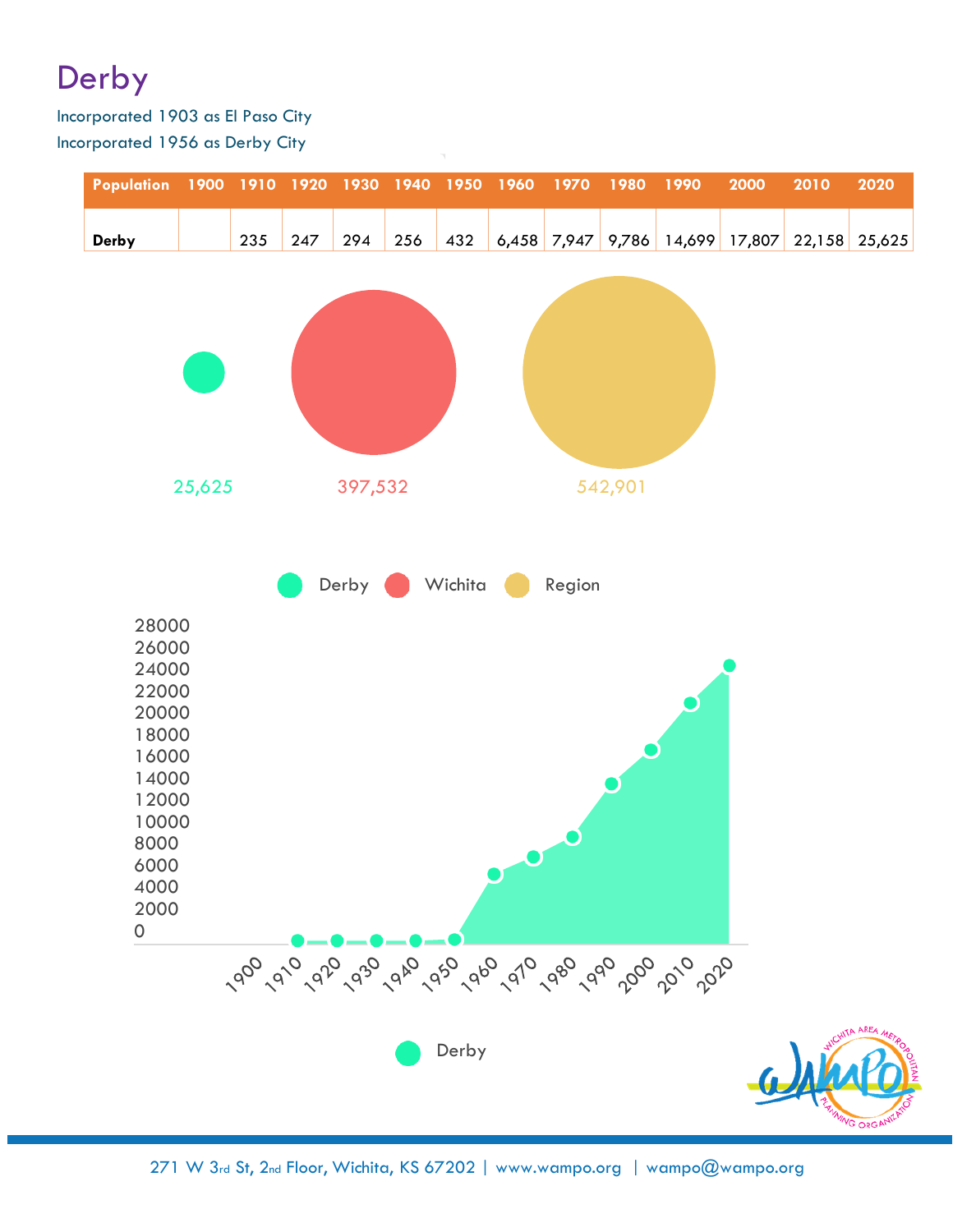# Derby

Incorporated 1903 as El Paso City

Incorporated 1956 as Derby City

| Population | 1900 | 1910 | 1920 | 1930 | 1940 | 1950 | 1960 | 1970 | 1980 | 1990 | 2000 | 2010 | 2020 |
|---|---|---|---|---|---|---|---|---|---|---|---|---|---|
| Derby | | 235 | 247 | 294 | 256 | 432 | 6,458 | 7,947 | 9,786 | 14,699 | 17,807 | 22,158 | 25,625 |

25,625 397,532 542,901

Derby Wichita Region

Derby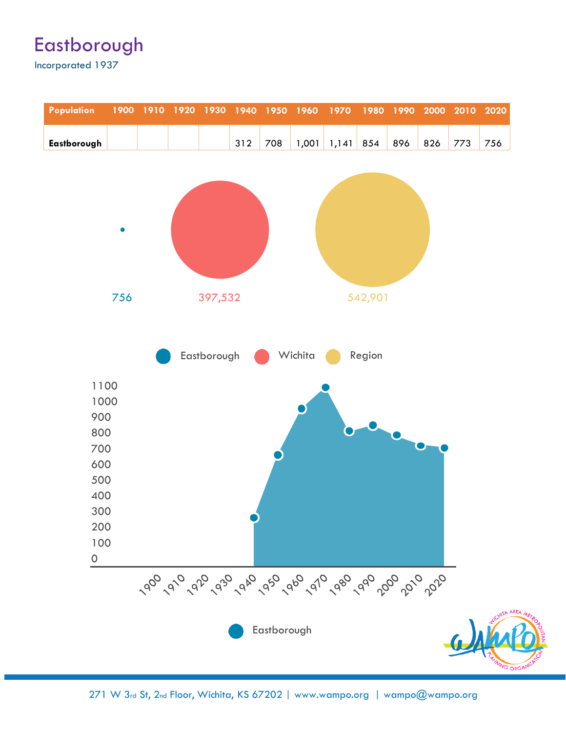# Eastborough

Incorporated 1937

| Population | 1900 | 1910 | 1920 | 1930 | 1940 | 1950 | 1960 | 1970 | 1980 | 1990 | 2000 | 2010 | 2020 |
|---|---|---|---|---|---|---|---|---|---|---|---|---|---|
| **Eastborough** | | | | | 312 | 708 | 1,001 | 1,141 | 854 | 896 | 826 | 773 | 756 |

756

397,532

542,901

Eastborough Wichita Region

1100
1000
900
800
700
600
500
400
300
200
100
0

1900 1910 1920 1930 1940 1950 1960 1970 1980 1990 2000 2010 2020

Eastborough

271 W 3rd St, 2nd Floor, Wichita, KS 67202 | www.wampo.org | wampo@wampo.org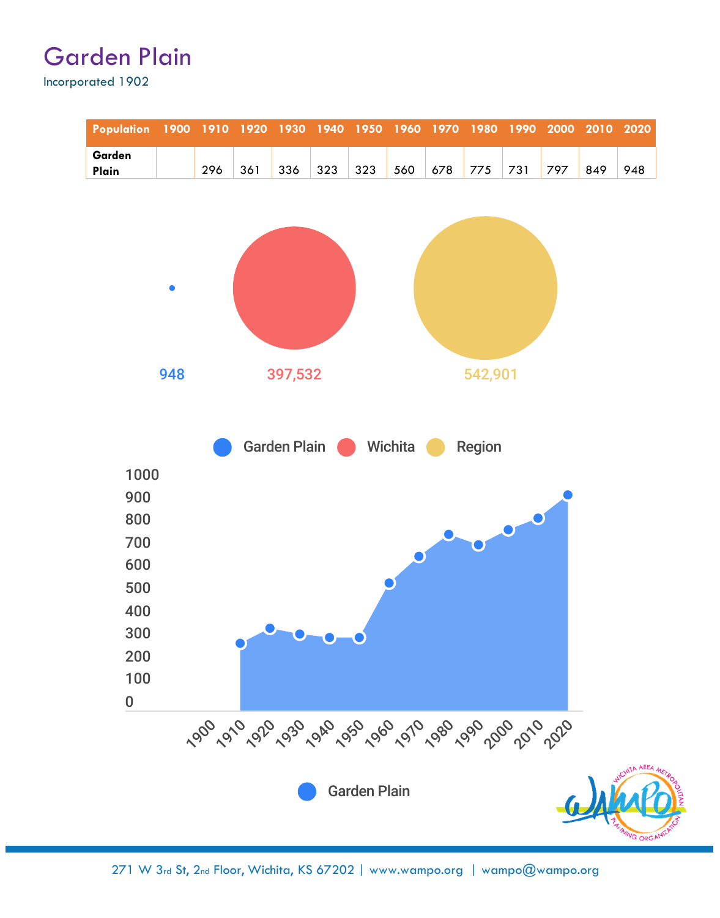# Garden Plain

Incorporated 1902

| Population | 1900 | 1910 | 1920 | 1930 | 1940 | 1950 | 1960 | 1970 | 1980 | 1990 | 2000 | 2010 | 2020 |
|---|---|---|---|---|---|---|---|---|---|---|---|---|---|
| Garden Plain | | 296 | 361 | 336 | 323 | 323 | 560 | 678 | 775 | 731 | 797 | 849 | 948 |

948

397,532

542,901

Garden Plain
Wichita
Region

1000
900
800
700
600
500
400
300
200
100
0

1900 1910 1920 1930 1940 1950 1960 1970 1980 1990 2000 2010 2020

Garden Plain

271 W 3rd St, 2nd Floor, Wichita, KS 67202 | www.wampo.org | wampo@wampo.org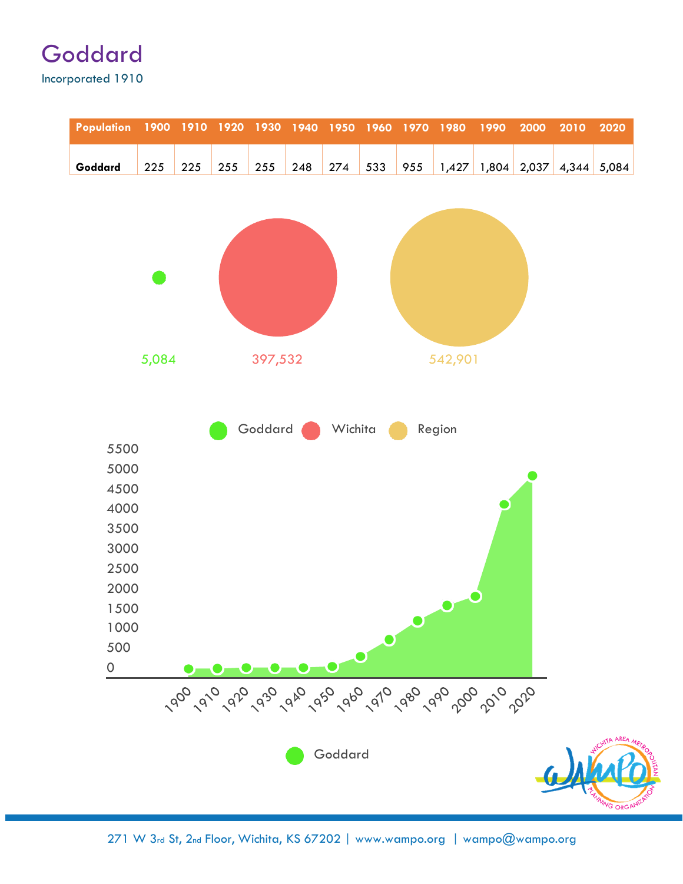# Goddard

Incorporated 1910

| Population | 1900 | 1910 | 1920 | 1930 | 1940 | 1950 | 1960 | 1970 | 1980 | 1990 | 2000 | 2010 | 2020 |
|---|---|---|---|---|---|---|---|---|---|---|---|---|---|
| **Goddard** | 225 | 225 | 255 | 255 | 248 | 274 | 533 | 955 | 1,427 | 1,804 | 2,037 | 4,344 | 5,084 |

5,084 397,532 542,901

Goddard Wichita Region

Goddard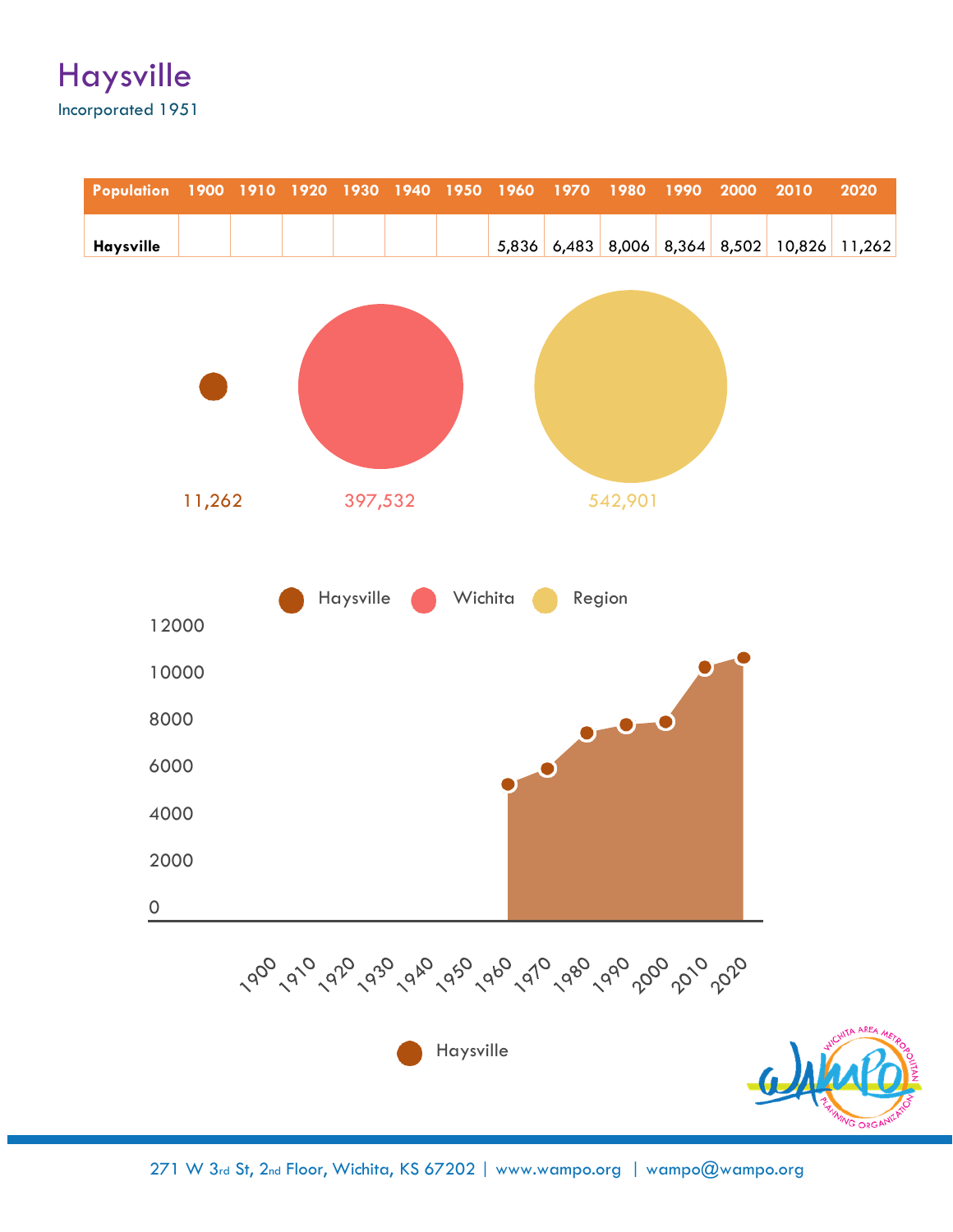# Haysville

Incorporated 1951

| Population | 1900 | 1910 | 1920 | 1930 | 1940 | 1950 | 1960 | 1970 | 1980 | 1990 | 2000 | 2010 | 2020 |
|---|---|---|---|---|---|---|---|---|---|---|---|---|---|
| **Haysville** | | | | | | | 5,836 | 6,483 | 8,006 | 8,364 | 8,502 | 10,826 | 11,262 |

11,262 397,532 542,901

Haysville Wichita Region

Haysville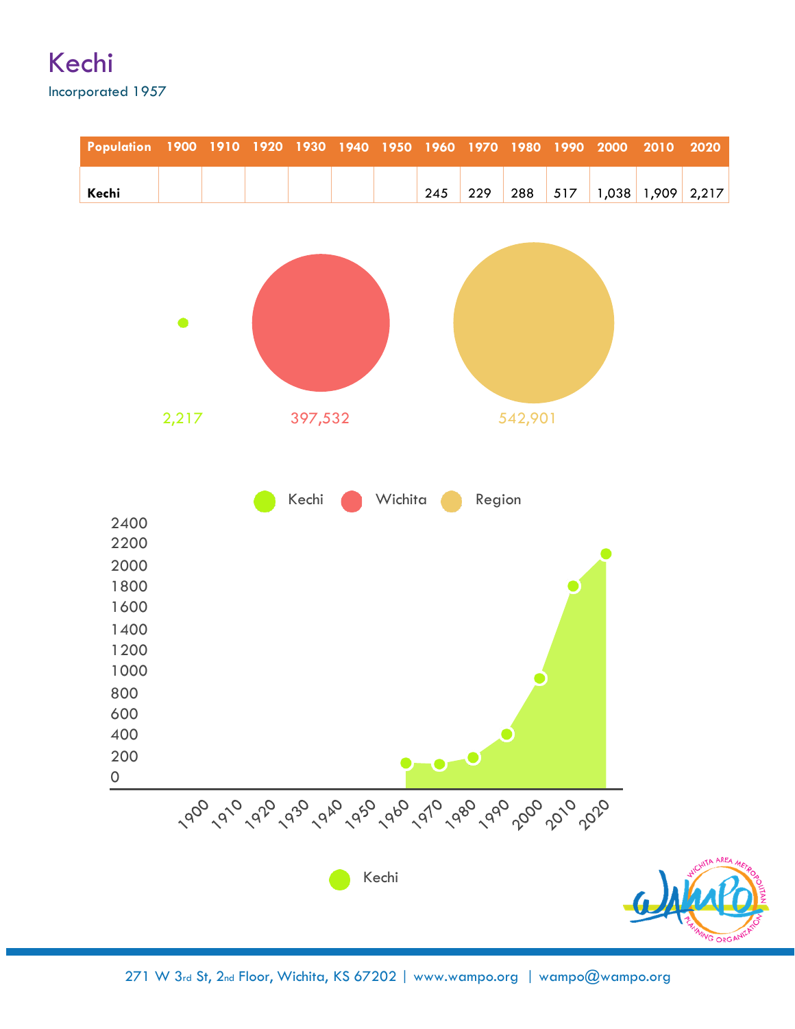# Kechi

Incorporated 1957

| Population | 1900 | 1910 | 1920 | 1930 | 1940 | 1950 | 1960 | 1970 | 1980 | 1990 | 2000 | 2010 | 2020 |
|---|---|---|---|---|---|---|---|---|---|---|---|---|---|
| Kechi | | | | | | | 245 | 229 | 288 | 517 | 1,038 | 1,909 | 2,217 |

2,217 397,532 542,901

Kechi Wichita Region

Kechi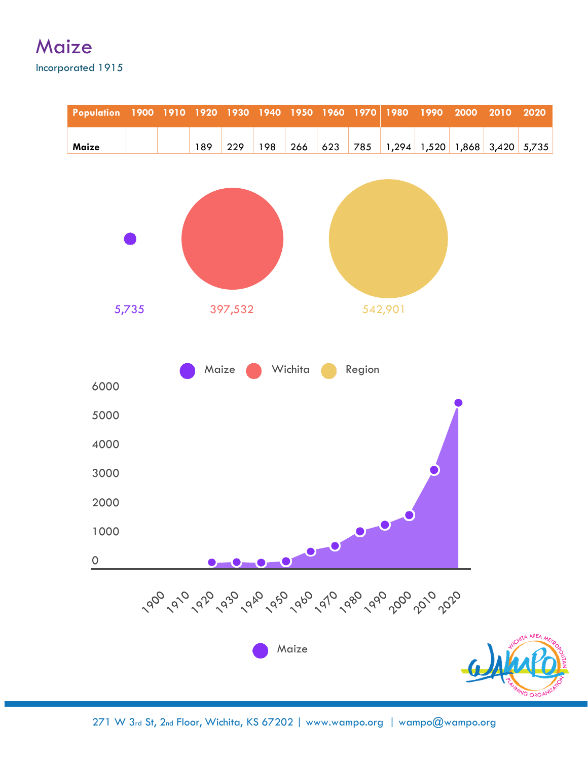# Maize

Incorporated 1915

| Population | 1900 | 1910 | 1920 | 1930 | 1940 | 1950 | 1960 | 1970 | 1980 | 1990 | 2000 | 2010 | 2020 |
|---|---|---|---|---|---|---|---|---|---|---|---|---|---|
| Maize | | | 189 | 229 | 198 | 266 | 623 | 785 | 1,294 | 1,520 | 1,868 | 3,420 | 5,735 |

5,735 — Maize

397,532 — Wichita

542,901 — Region

Maize

271 W 3rd St, 2nd Floor, Wichita, KS 67202 | www.wampo.org | wampo@wampo.org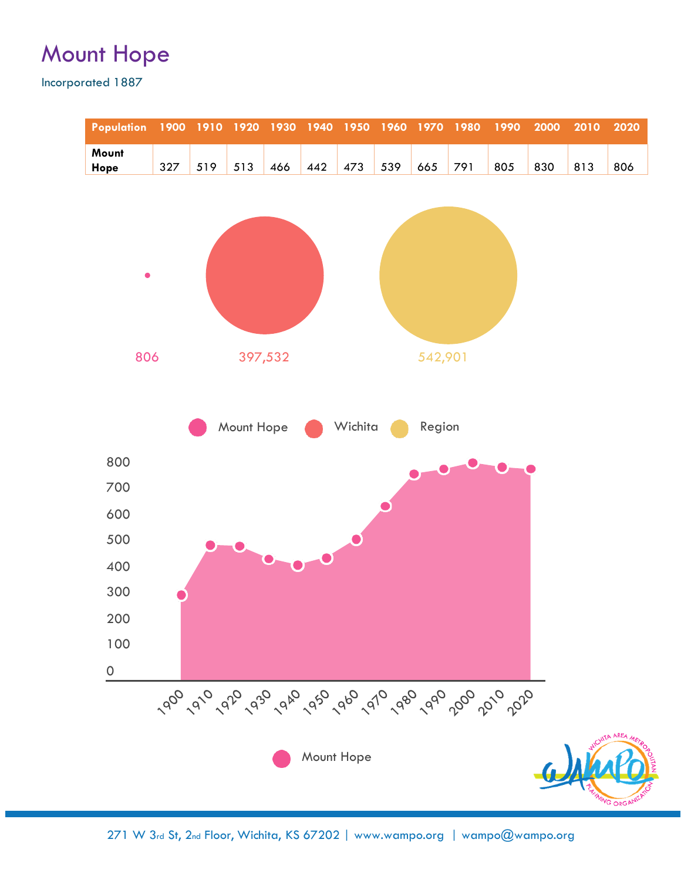# Mount Hope

Incorporated 1887

| Population | 1900 | 1910 | 1920 | 1930 | 1940 | 1950 | 1960 | 1970 | 1980 | 1990 | 2000 | 2010 | 2020 |
|---|---|---|---|---|---|---|---|---|---|---|---|---|---|
| **Mount Hope** | 327 | 519 | 513 | 466 | 442 | 473 | 539 | 665 | 791 | 805 | 830 | 813 | 806 |

806 397,532 542,901

Mount Hope Wichita Region

Mount Hope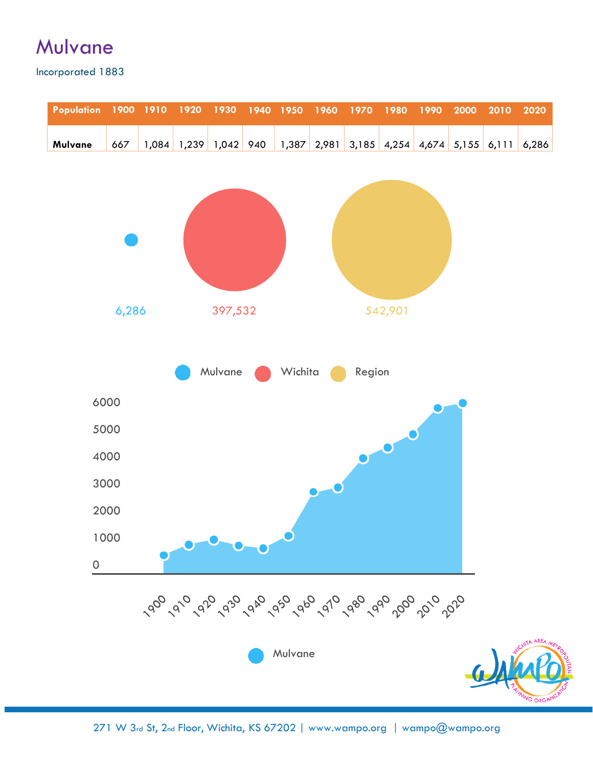# Mulvane

Incorporated 1883

| Population | 1900 | 1910 | 1920 | 1930 | 1940 | 1950 | 1960 | 1970 | 1980 | 1990 | 2000 | 2010 | 2020 |
|---|---|---|---|---|---|---|---|---|---|---|---|---|---|
| **Mulvane** | 667 | 1,084 | 1,239 | 1,042 | 940 | 1,387 | 2,981 | 3,185 | 4,254 | 4,674 | 5,155 | 6,111 | 6,286 |

6,286 397,532 542,901

Mulvane Wichita Region

Mulvane

271 W 3rd St, 2nd Floor, Wichita, KS 67202 | www.wampo.org | wampo@wampo.org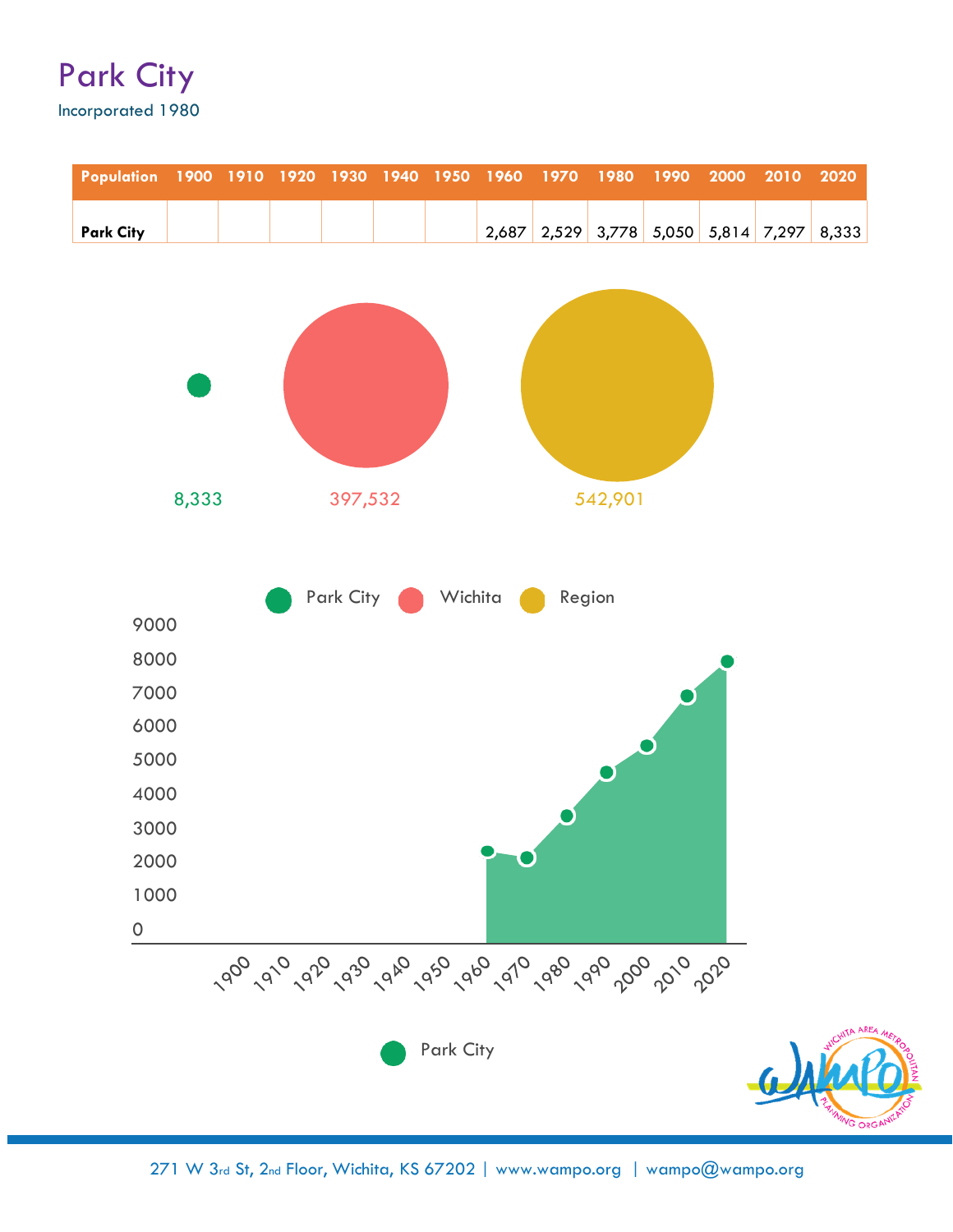# Park City

Incorporated 1980

| Population | 1900 | 1910 | 1920 | 1930 | 1940 | 1950 | 1960 | 1970 | 1980 | 1990 | 2000 | 2010 | 2020 |
|---|---|---|---|---|---|---|---|---|---|---|---|---|---|
| **Park City** | | | | | | | 2,687 | 2,529 | 3,778 | 5,050 | 5,814 | 7,297 | 8,333 |

8,333 | 397,532 | 542,901

Park City | Wichita | Region

Park City

271 W 3rd St, 2nd Floor, Wichita, KS 67202 | www.wampo.org | wampo@wampo.org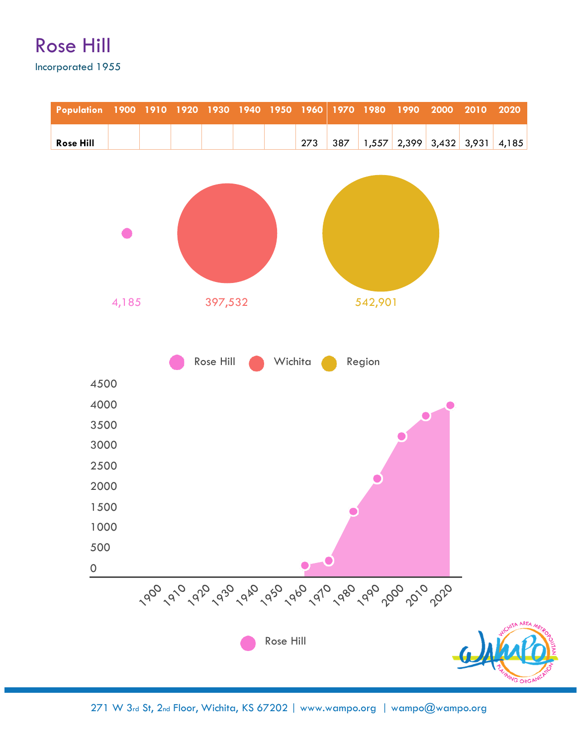# Rose Hill

Incorporated 1955

| Population | 1900 | 1910 | 1920 | 1930 | 1940 | 1950 | 1960 | 1970 | 1980 | 1990 | 2000 | 2010 | 2020 |
|---|---|---|---|---|---|---|---|---|---|---|---|---|---|
| **Rose Hill** | | | | | | | 273 | 387 | 1,557 | 2,399 | 3,432 | 3,931 | 4,185 |

4,185   397,532   542,901

Rose Hill   Wichita   Region

4500
4000
3500
3000
2500
2000
1500
1000
500
0

1900 1910 1920 1930 1940 1950 1960 1970 1980 1990 2000 2010 2020

Rose Hill

271 W 3rd St, 2nd Floor, Wichita, KS 67202 | www.wampo.org | wampo@wampo.org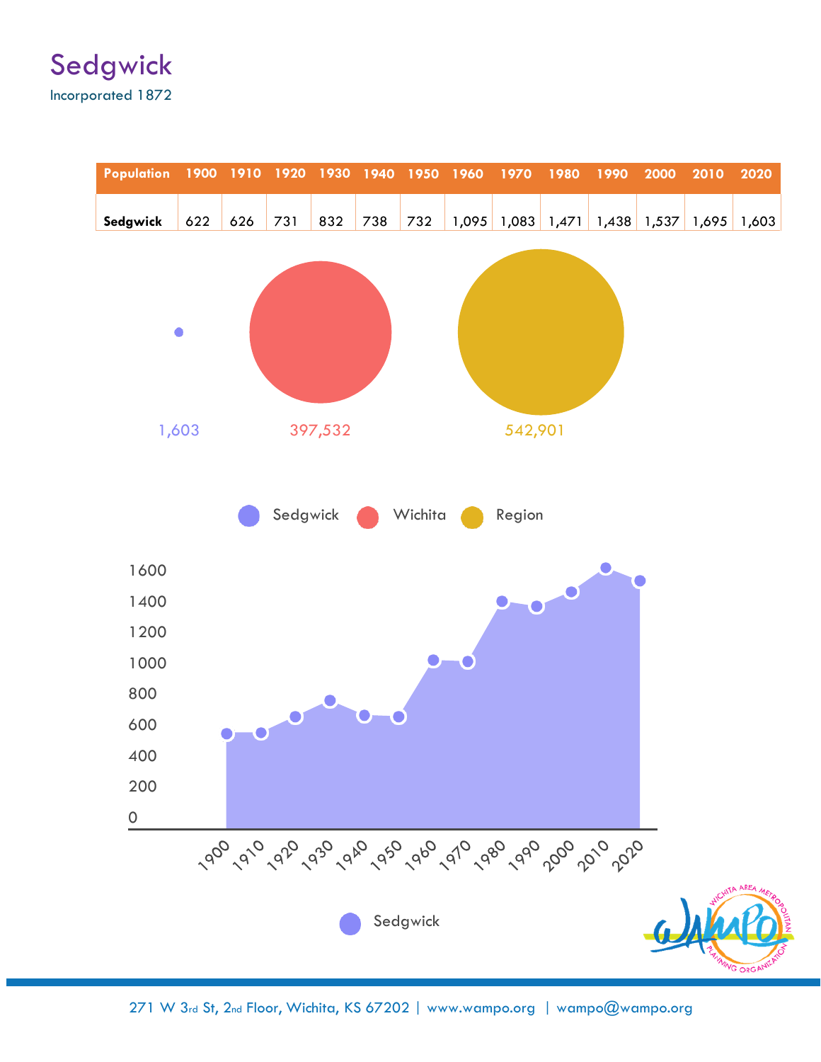# Sedgwick

Incorporated 1872

| Population | 1900 | 1910 | 1920 | 1930 | 1940 | 1950 | 1960 | 1970 | 1980 | 1990 | 2000 | 2010 | 2020 |
|---|---|---|---|---|---|---|---|---|---|---|---|---|---|
| **Sedgwick** | 622 | 626 | 731 | 832 | 738 | 732 | 1,095 | 1,083 | 1,471 | 1,438 | 1,537 | 1,695 | 1,603 |

1,603 — Sedgwick

397,532 — Wichita

542,901 — Region

Sedgwick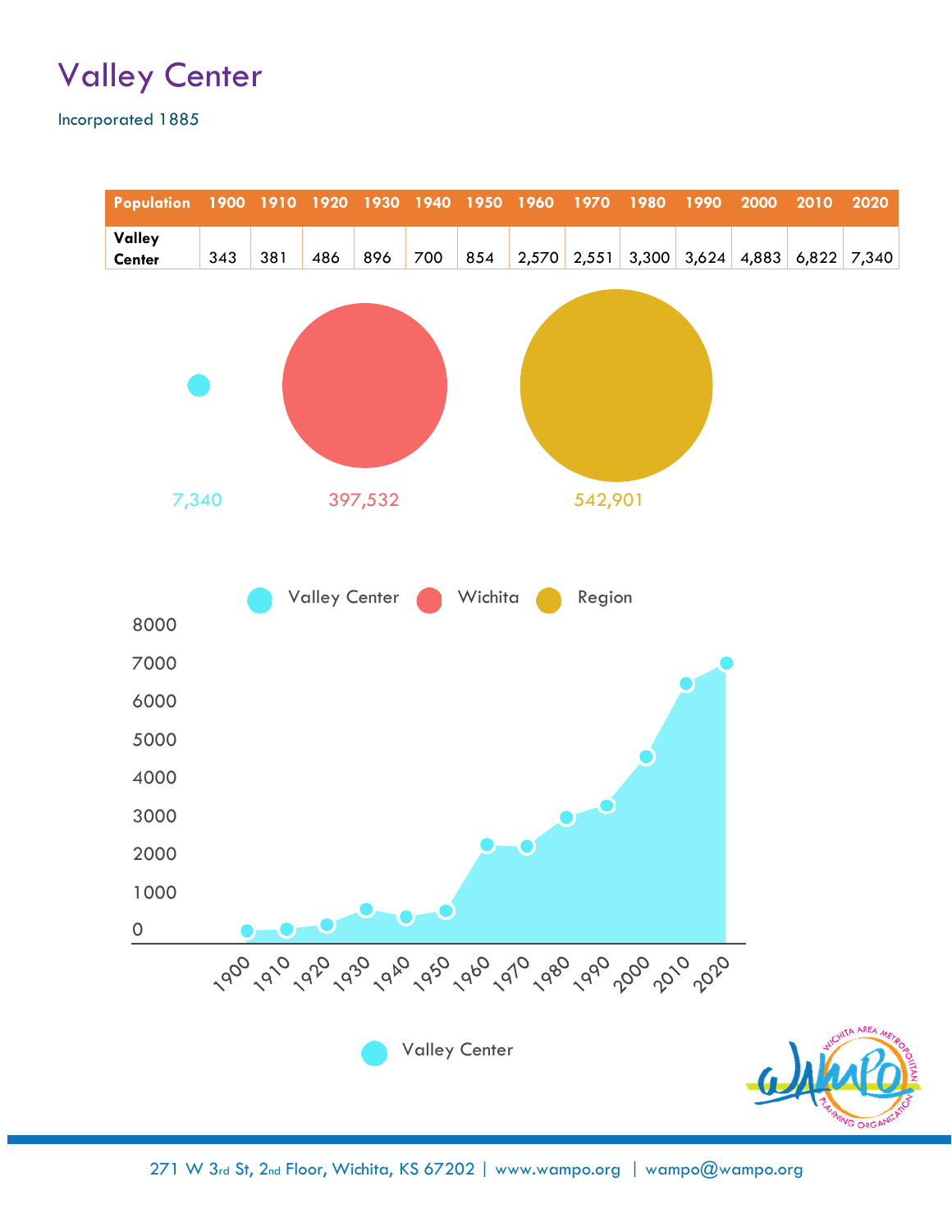# Valley Center

Incorporated 1885

| Population | 1900 | 1910 | 1920 | 1930 | 1940 | 1950 | 1960 | 1970 | 1980 | 1990 | 2000 | 2010 | 2020 |
|---|---|---|---|---|---|---|---|---|---|---|---|---|---|
| **Valley Center** | 343 | 381 | 486 | 896 | 700 | 854 | 2,570 | 2,551 | 3,300 | 3,624 | 4,883 | 6,822 | 7,340 |

7,340 397,532 542,901

Valley Center Wichita Region

Valley Center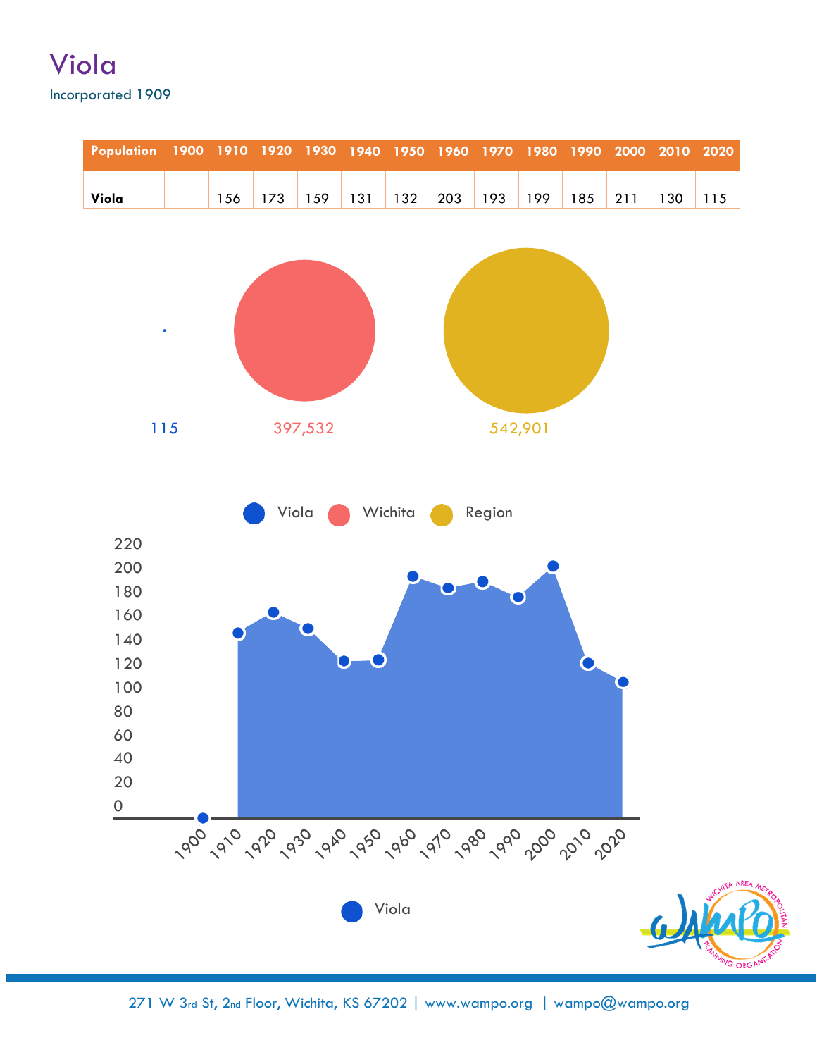# Viola

Incorporated 1909

| Population | 1900 | 1910 | 1920 | 1930 | 1940 | 1950 | 1960 | 1970 | 1980 | 1990 | 2000 | 2010 | 2020 |
|---|---|---|---|---|---|---|---|---|---|---|---|---|---|
| Viola | | 156 | 173 | 159 | 131 | 132 | 203 | 193 | 199 | 185 | 211 | 130 | 115 |

115 397,532 542,901

Viola Wichita Region

Viola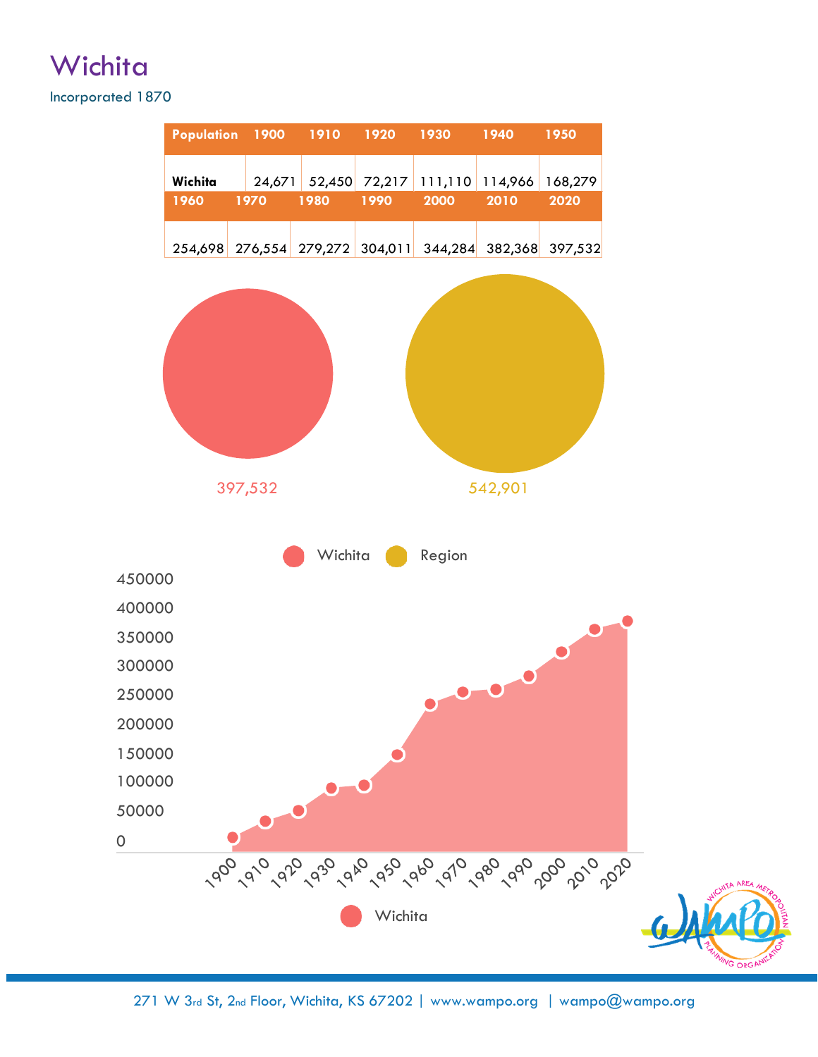# Wichita

Incorporated 1870

| Population | 1900 | 1910 | 1920 | 1930 | 1940 | 1950 |
|---|---|---|---|---|---|---|
| Wichita | 24,671 | 52,450 | 72,217 | 111,110 | 114,966 | 168,279 |

| 1960 | 1970 | 1980 | 1990 | 2000 | 2010 | 2020 |
|---|---|---|---|---|---|---|
| 254,698 | 276,554 | 279,272 | 304,011 | 344,284 | 382,368 | 397,532 |

397,532

542,901

Wichita Region

450000
400000
350000
300000
250000
200000
150000
100000
50000
0

1900 1910 1920 1930 1940 1950 1960 1970 1980 1990 2000 2010 2020

Wichita

271 W 3rd St, 2nd Floor, Wichita, KS 67202 | www.wampo.org | wampo@wampo.org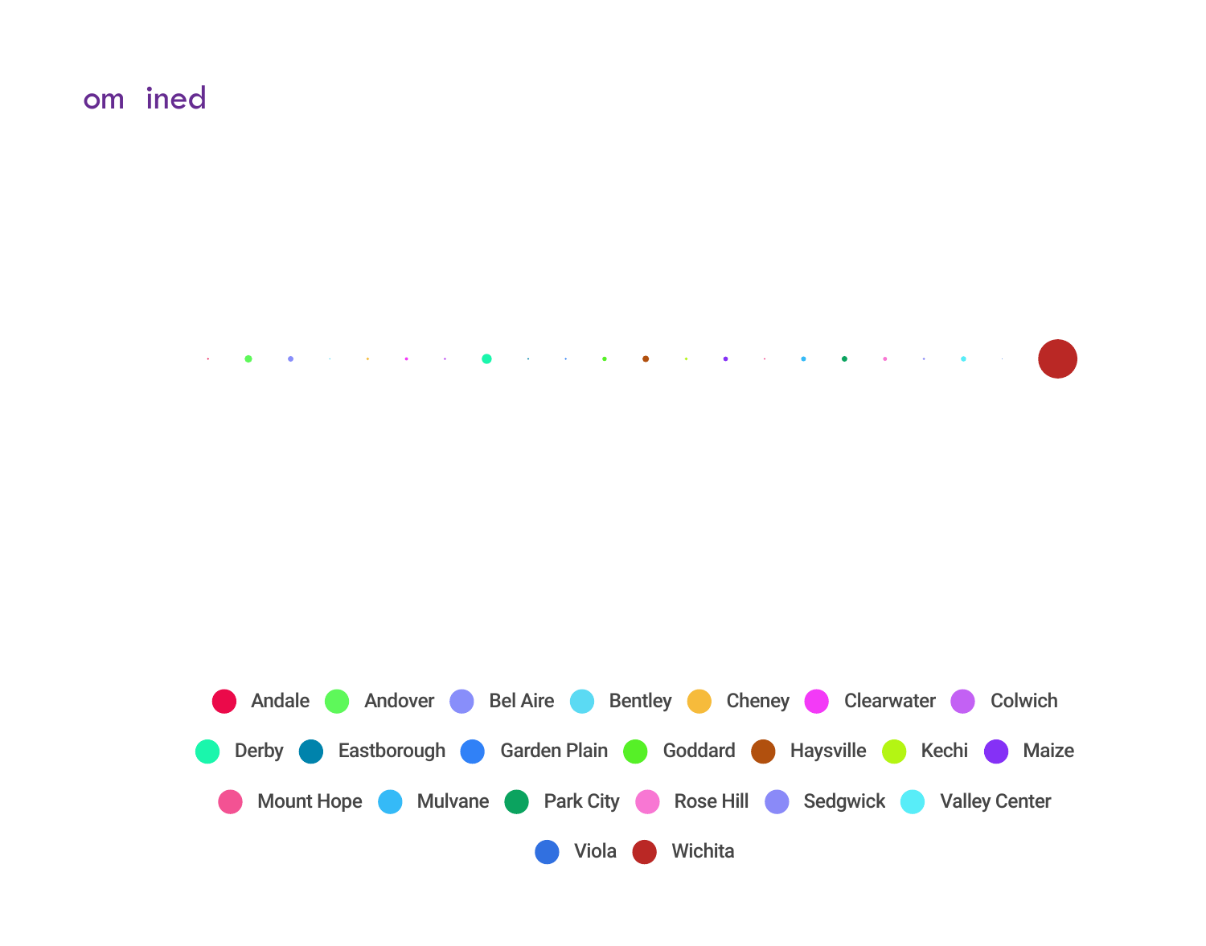om ined

Andale Andover Bel Aire Bentley Cheney Clearwater Colwich

Derby Eastborough Garden Plain Goddard Haysville Kechi Maize

Mount Hope Mulvane Park City Rose Hill Sedgwick Valley Center

Viola Wichita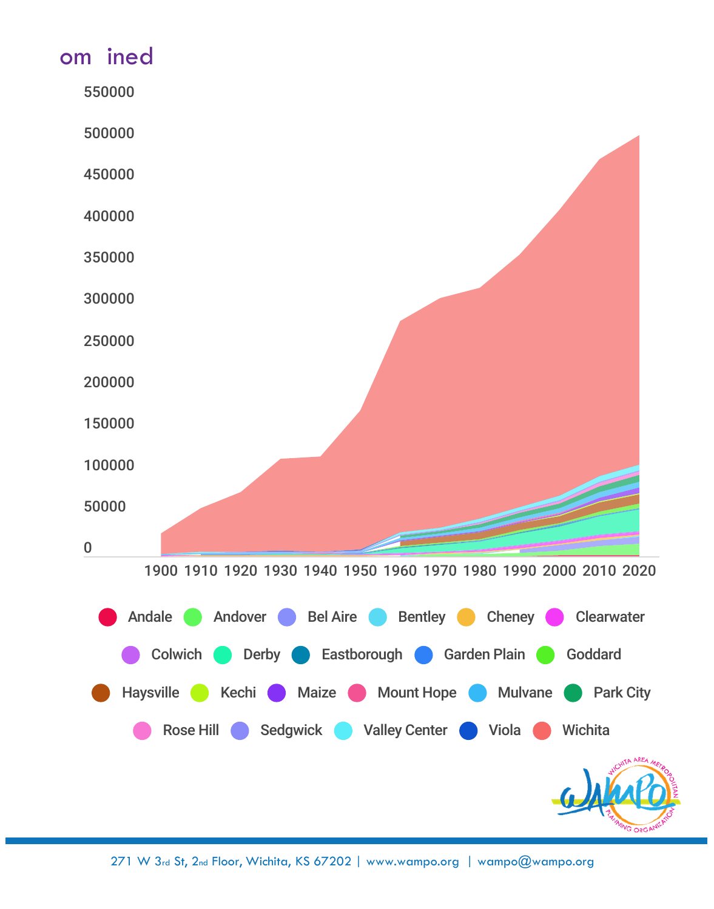# om ined

550000

500000

450000

400000

350000

300000

250000

200000

150000

100000

50000

0

1900 1910 1920 1930 1940 1950 1960 1970 1980 1990 2000 2010 2020

Andale, Andover, Bel Aire, Bentley, Cheney, Clearwater, Colwich, Derby, Eastborough, Garden Plain, Goddard, Haysville, Kechi, Maize, Mount Hope, Mulvane, Park City, Rose Hill, Sedgwick, Valley Center, Viola, Wichita

WICHITA AREA METROPOLITAN PLANNING ORGANIZATION

WAMPO

271 W 3rd St, 2nd Floor, Wichita, KS 67202 | www.wampo.org | wampo@wampo.org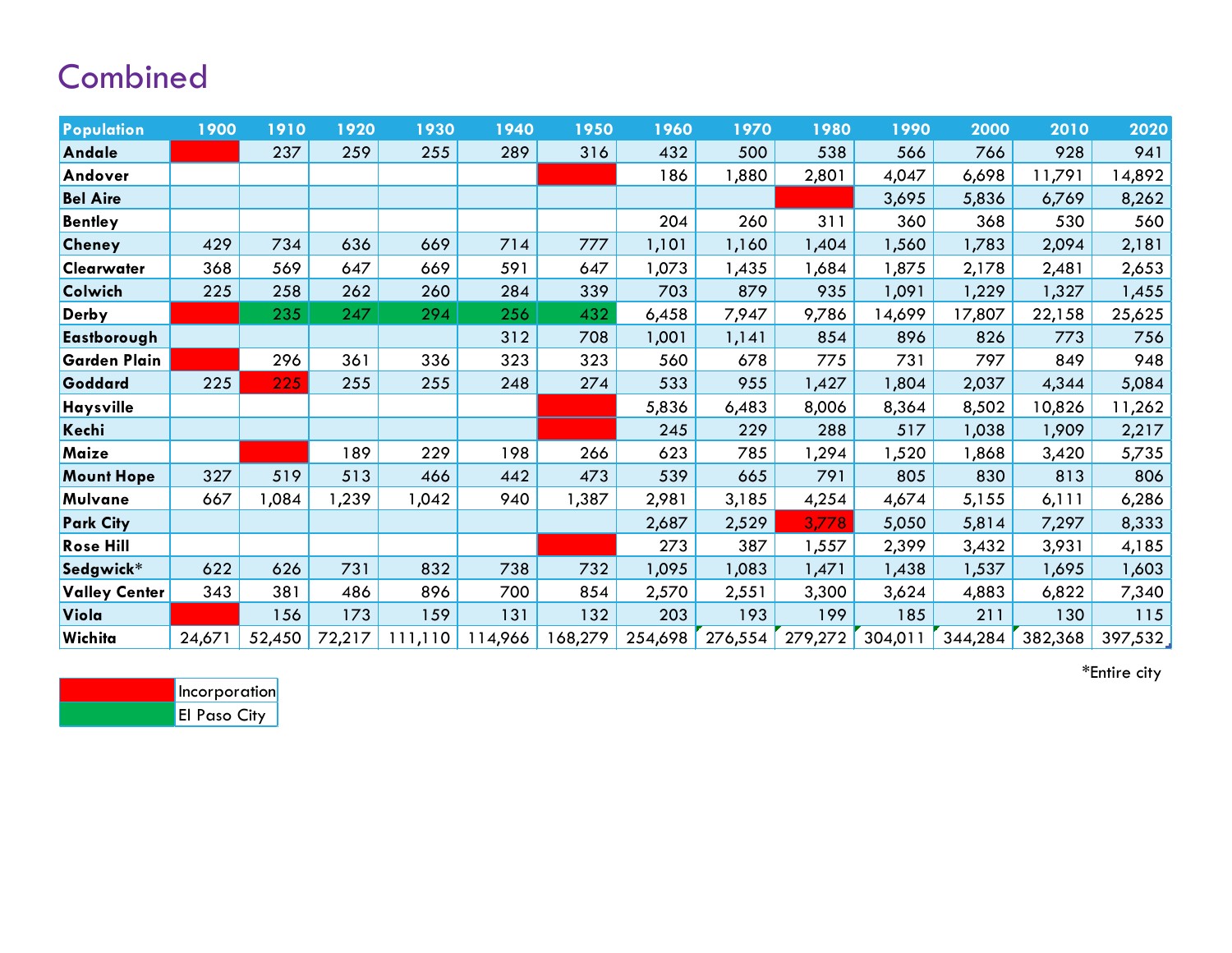# Combined

| Population | 1900 | 1910 | 1920 | 1930 | 1940 | 1950 | 1960 | 1970 | 1980 | 1990 | 2000 | 2010 | 2020 |
|---|---|---|---|---|---|---|---|---|---|---|---|---|---|
| Andale | | 237 | 259 | 255 | 289 | 316 | 432 | 500 | 538 | 566 | 766 | 928 | 941 |
| Andover | | | | | | | 186 | 1,880 | 2,801 | 4,047 | 6,698 | 11,791 | 14,892 |
| Bel Aire | | | | | | | | | | 3,695 | 5,836 | 6,769 | 8,262 |
| Bentley | | | | | | | 204 | 260 | 311 | 360 | 368 | 530 | 560 |
| Cheney | 429 | 734 | 636 | 669 | 714 | 777 | 1,101 | 1,160 | 1,404 | 1,560 | 1,783 | 2,094 | 2,181 |
| Clearwater | 368 | 569 | 647 | 669 | 591 | 647 | 1,073 | 1,435 | 1,684 | 1,875 | 2,178 | 2,481 | 2,653 |
| Colwich | 225 | 258 | 262 | 260 | 284 | 339 | 703 | 879 | 935 | 1,091 | 1,229 | 1,327 | 1,455 |
| Derby | | 235 | 247 | 294 | 256 | 432 | 6,458 | 7,947 | 9,786 | 14,699 | 17,807 | 22,158 | 25,625 |
| Eastborough | | | | | 312 | 708 | 1,001 | 1,141 | 854 | 896 | 826 | 773 | 756 |
| Garden Plain | | 296 | 361 | 336 | 323 | 323 | 560 | 678 | 775 | 731 | 797 | 849 | 948 |
| Goddard | 225 | 225 | 255 | 255 | 248 | 274 | 533 | 955 | 1,427 | 1,804 | 2,037 | 4,344 | 5,084 |
| Haysville | | | | | | | 5,836 | 6,483 | 8,006 | 8,364 | 8,502 | 10,826 | 11,262 |
| Kechi | | | | | | | 245 | 229 | 288 | 517 | 1,038 | 1,909 | 2,217 |
| Maize | | | 189 | 229 | 198 | 266 | 623 | 785 | 1,294 | 1,520 | 1,868 | 3,420 | 5,735 |
| Mount Hope | 327 | 519 | 513 | 466 | 442 | 473 | 539 | 665 | 791 | 805 | 830 | 813 | 806 |
| Mulvane | 667 | 1,084 | 1,239 | 1,042 | 940 | 1,387 | 2,981 | 3,185 | 4,254 | 4,674 | 5,155 | 6,111 | 6,286 |
| Park City | | | | | | | 2,687 | 2,529 | 3,778 | 5,050 | 5,814 | 7,297 | 8,333 |
| Rose Hill | | | | | | | 273 | 387 | 1,557 | 2,399 | 3,432 | 3,931 | 4,185 |
| Sedgwick* | 622 | 626 | 731 | 832 | 738 | 732 | 1,095 | 1,083 | 1,471 | 1,438 | 1,537 | 1,695 | 1,603 |
| Valley Center | 343 | 381 | 486 | 896 | 700 | 854 | 2,570 | 2,551 | 3,300 | 3,624 | 4,883 | 6,822 | 7,340 |
| Viola | | 156 | 173 | 159 | 131 | 132 | 203 | 193 | 199 | 185 | 211 | 130 | 115 |
| Wichita | 24,671 | 52,450 | 72,217 | 111,110 | 114,966 | 168,279 | 254,698 | 276,554 | 279,272 | 304,011 | 344,284 | 382,368 | 397,532 |

*Entire city

| | |
|---|---|
| (red) | Incorporation |
| (green) | El Paso City |